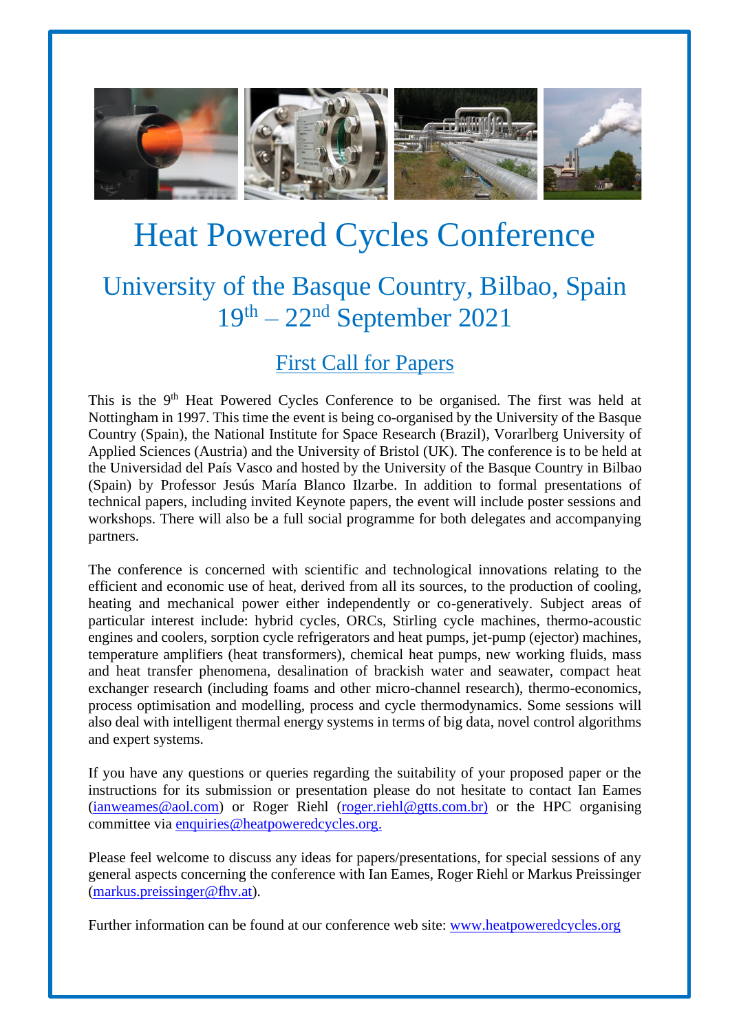# Heat Powered Cycles Conference

## University of the Basque Country, Bilbao, Spain
## $19^{th}$ – $22^{nd}$ September 2021

### First Call for Papers

This is the 9th Heat Powered Cycles Conference to be organised. The first was held at Nottingham in 1997. This time the event is being co-organised by the University of the Basque Country (Spain), the National Institute for Space Research (Brazil), Vorarlberg University of Applied Sciences (Austria) and the University of Bristol (UK). The conference is to be held at the Universidad del País Vasco and hosted by the University of the Basque Country in Bilbao (Spain) by Professor Jesús María Blanco Ilzarbe. In addition to formal presentations of technical papers, including invited Keynote papers, the event will include poster sessions and workshops. There will also be a full social programme for both delegates and accompanying partners.

The conference is concerned with scientific and technological innovations relating to the efficient and economic use of heat, derived from all its sources, to the production of cooling, heating and mechanical power either independently or co-generatively. Subject areas of particular interest include: hybrid cycles, ORCs, Stirling cycle machines, thermo-acoustic engines and coolers, sorption cycle refrigerators and heat pumps, jet-pump (ejector) machines, temperature amplifiers (heat transformers), chemical heat pumps, new working fluids, mass and heat transfer phenomena, desalination of brackish water and seawater, compact heat exchanger research (including foams and other micro-channel research), thermo-economics, process optimisation and modelling, process and cycle thermodynamics. Some sessions will also deal with intelligent thermal energy systems in terms of big data, novel control algorithms and expert systems.

If you have any questions or queries regarding the suitability of your proposed paper or the instructions for its submission or presentation please do not hesitate to contact Ian Eames (ianweames@aol.com) or Roger Riehl (roger.riehl@gtts.com.br) or the HPC organising committee via enquiries@heatpoweredcycles.org.

Please feel welcome to discuss any ideas for papers/presentations, for special sessions of any general aspects concerning the conference with Ian Eames, Roger Riehl or Markus Preissinger (markus.preissinger@fhv.at).

Further information can be found at our conference web site: www.heatpoweredcycles.org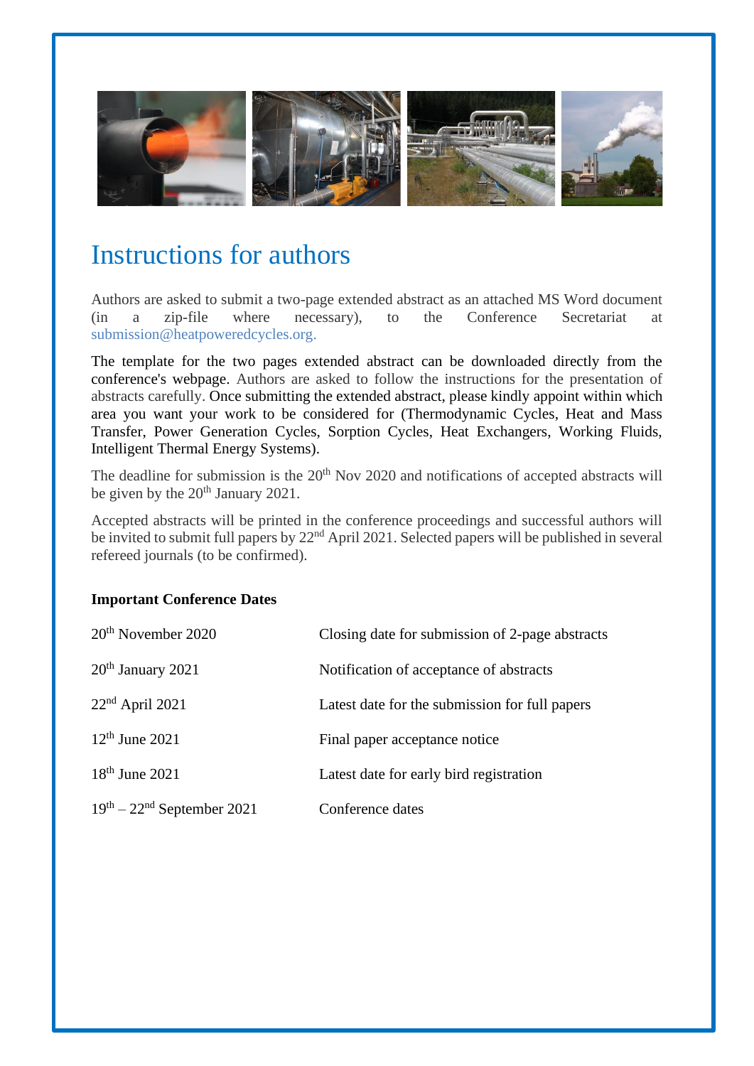# Instructions for authors

Authors are asked to submit a two-page extended abstract as an attached MS Word document (in a zip-file where necessary), to the Conference Secretariat at submission@heatpoweredcycles.org.

The template for the two pages extended abstract can be downloaded directly from the conference's webpage. Authors are asked to follow the instructions for the presentation of abstracts carefully. Once submitting the extended abstract, please kindly appoint within which area you want your work to be considered for (Thermodynamic Cycles, Heat and Mass Transfer, Power Generation Cycles, Sorption Cycles, Heat Exchangers, Working Fluids, Intelligent Thermal Energy Systems).

The deadline for submission is the 20th Nov 2020 and notifications of accepted abstracts will be given by the 20th January 2021.

Accepted abstracts will be printed in the conference proceedings and successful authors will be invited to submit full papers by 22nd April 2021. Selected papers will be published in several refereed journals (to be confirmed).

**Important Conference Dates**

| | |
|---|---|
| 20th November 2020 | Closing date for submission of 2-page abstracts |
| 20th January 2021 | Notification of acceptance of abstracts |
| 22nd April 2021 | Latest date for the submission for full papers |
| 12th June 2021 | Final paper acceptance notice |
| 18th June 2021 | Latest date for early bird registration |
| 19th – 22nd September 2021 | Conference dates |